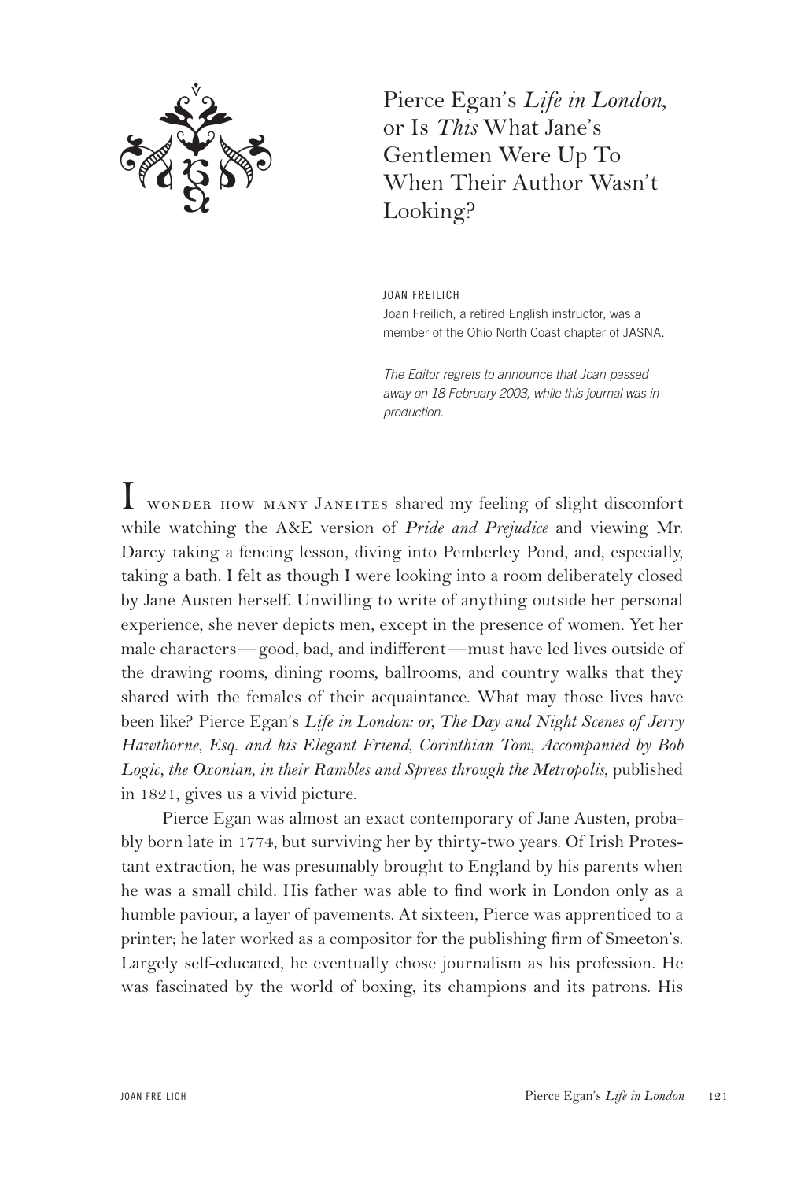# Pierce Egan's *Life in London*, or Is *This* What Jane's Gentlemen Were Up To When Their Author Wasn't Looking?

JOAN FREILICH

Joan Freilich, a retired English instructor, was a member of the Ohio North Coast chapter of JASNA.

*The Editor regrets to announce that Joan passed away on 18 February 2003, while this journal was in production.*

I WONDER HOW MANY JANEITES shared my feeling of slight discomfort while watching the A&E version of *Pride and Prejudice* and viewing Mr. Darcy taking a fencing lesson, diving into Pemberley Pond, and, especially, taking a bath. I felt as though I were looking into a room deliberately closed by Jane Austen herself. Unwilling to write of anything outside her personal experience, she never depicts men, except in the presence of women. Yet her male characters—good, bad, and indifferent—must have led lives outside of the drawing rooms, dining rooms, ballrooms, and country walks that they shared with the females of their acquaintance. What may those lives have been like? Pierce Egan's *Life in London: or, The Day and Night Scenes of Jerry Hawthorne, Esq. and his Elegant Friend, Corinthian Tom, Accompanied by Bob Logic, the Oxonian, in their Rambles and Sprees through the Metropolis*, published in 1821, gives us a vivid picture.

Pierce Egan was almost an exact contemporary of Jane Austen, probably born late in 1774, but surviving her by thirty-two years. Of Irish Protestant extraction, he was presumably brought to England by his parents when he was a small child. His father was able to find work in London only as a humble paviour, a layer of pavements. At sixteen, Pierce was apprenticed to a printer; he later worked as a compositor for the publishing firm of Smeeton's. Largely self-educated, he eventually chose journalism as his profession. He was fascinated by the world of boxing, its champions and its patrons. His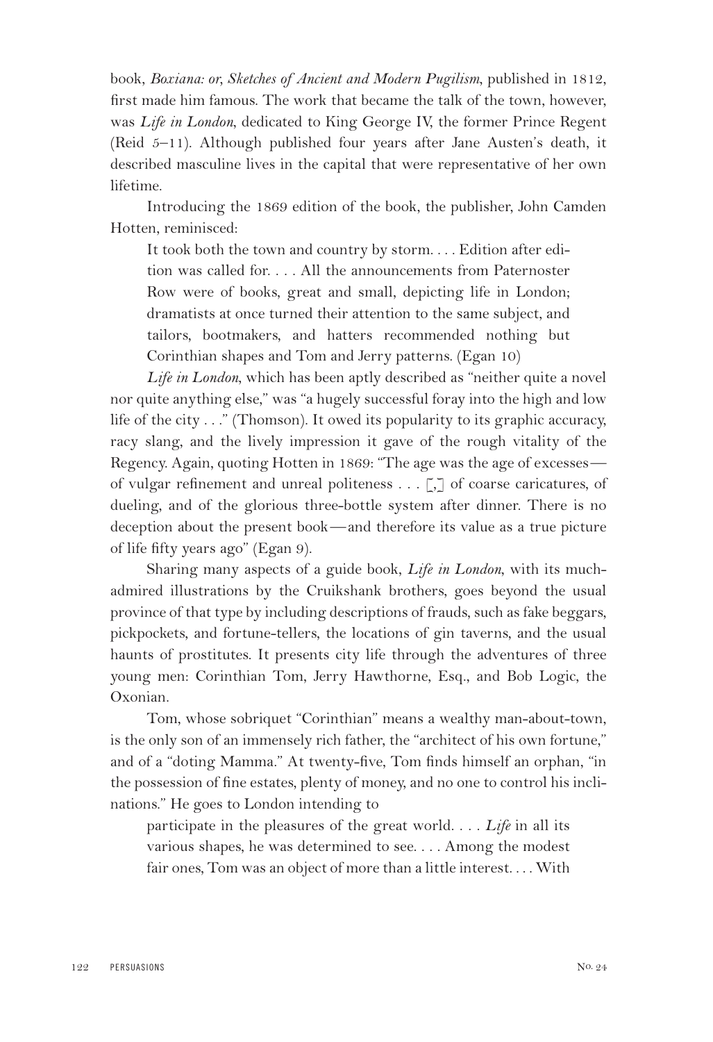book, *Boxiana: or, Sketches of Ancient and Modern Pugilism*, published in 1812, first made him famous. The work that became the talk of the town, however, was *Life in London*, dedicated to King George IV, the former Prince Regent (Reid 5–11). Although published four years after Jane Austen's death, it described masculine lives in the capital that were representative of her own lifetime.

Introducing the 1869 edition of the book, the publisher, John Camden Hotten, reminisced:

> It took both the town and country by storm. . . . Edition after edition was called for. . . . All the announcements from Paternoster Row were of books, great and small, depicting life in London; dramatists at once turned their attention to the same subject, and tailors, bootmakers, and hatters recommended nothing but Corinthian shapes and Tom and Jerry patterns. (Egan 10)

*Life in London*, which has been aptly described as "neither quite a novel nor quite anything else," was "a hugely successful foray into the high and low life of the city . . ." (Thomson). It owed its popularity to its graphic accuracy, racy slang, and the lively impression it gave of the rough vitality of the Regency. Again, quoting Hotten in 1869: "The age was the age of excesses—of vulgar refinement and unreal politeness . . . [,] of coarse caricatures, of dueling, and of the glorious three-bottle system after dinner. There is no deception about the present book—and therefore its value as a true picture of life fifty years ago" (Egan 9).

Sharing many aspects of a guide book, *Life in London*, with its much-admired illustrations by the Cruikshank brothers, goes beyond the usual province of that type by including descriptions of frauds, such as fake beggars, pickpockets, and fortune-tellers, the locations of gin taverns, and the usual haunts of prostitutes. It presents city life through the adventures of three young men: Corinthian Tom, Jerry Hawthorne, Esq., and Bob Logic, the Oxonian.

Tom, whose sobriquet "Corinthian" means a wealthy man-about-town, is the only son of an immensely rich father, the "architect of his own fortune," and of a "doting Mamma." At twenty-five, Tom finds himself an orphan, "in the possession of fine estates, plenty of money, and no one to control his inclinations." He goes to London intending to

> participate in the pleasures of the great world. . . . *Life* in all its various shapes, he was determined to see. . . . Among the modest fair ones, Tom was an object of more than a little interest. . . . With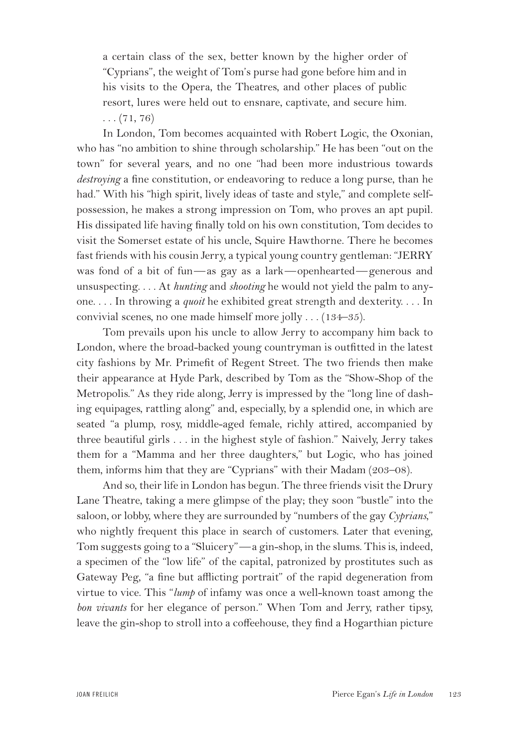a certain class of the sex, better known by the higher order of "Cyprians", the weight of Tom's purse had gone before him and in his visits to the Opera, the Theatres, and other places of public resort, lures were held out to ensnare, captivate, and secure him. . . . (71, 76)

In London, Tom becomes acquainted with Robert Logic, the Oxonian, who has "no ambition to shine through scholarship." He has been "out on the town" for several years, and no one "had been more industrious towards *destroying* a fine constitution, or endeavoring to reduce a long purse, than he had." With his "high spirit, lively ideas of taste and style," and complete self-possession, he makes a strong impression on Tom, who proves an apt pupil. His dissipated life having finally told on his own constitution, Tom decides to visit the Somerset estate of his uncle, Squire Hawthorne. There he becomes fast friends with his cousin Jerry, a typical young country gentleman: "JERRY was fond of a bit of fun—as gay as a lark—openhearted—generous and unsuspecting. . . . At *hunting* and *shooting* he would not yield the palm to anyone. . . . In throwing a *quoit* he exhibited great strength and dexterity. . . . In convivial scenes, no one made himself more jolly . . . (134–35).

Tom prevails upon his uncle to allow Jerry to accompany him back to London, where the broad-backed young countryman is outfitted in the latest city fashions by Mr. Primefit of Regent Street. The two friends then make their appearance at Hyde Park, described by Tom as the "Show-Shop of the Metropolis." As they ride along, Jerry is impressed by the "long line of dashing equipages, rattling along" and, especially, by a splendid one, in which are seated "a plump, rosy, middle-aged female, richly attired, accompanied by three beautiful girls . . . in the highest style of fashion." Naively, Jerry takes them for a "Mamma and her three daughters," but Logic, who has joined them, informs him that they are "Cyprians" with their Madam (203–08).

And so, their life in London has begun. The three friends visit the Drury Lane Theatre, taking a mere glimpse of the play; they soon "bustle" into the saloon, or lobby, where they are surrounded by "numbers of the gay *Cyprians*," who nightly frequent this place in search of customers. Later that evening, Tom suggests going to a "Sluicery"—a gin-shop, in the slums. This is, indeed, a specimen of the "low life" of the capital, patronized by prostitutes such as Gateway Peg, "a fine but afflicting portrait" of the rapid degeneration from virtue to vice. This "*lump* of infamy was once a well-known toast among the *bon vivants* for her elegance of person." When Tom and Jerry, rather tipsy, leave the gin-shop to stroll into a coffeehouse, they find a Hogarthian picture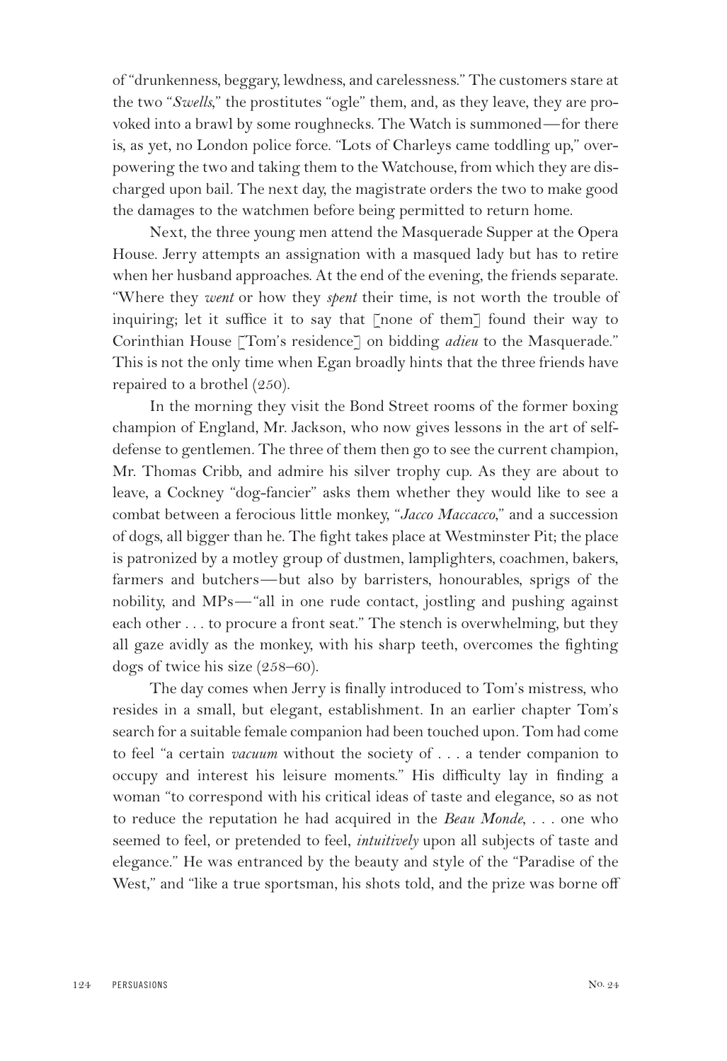of "drunkenness, beggary, lewdness, and carelessness." The customers stare at the two "*Swells*," the prostitutes "ogle" them, and, as they leave, they are provoked into a brawl by some roughnecks. The Watch is summoned—for there is, as yet, no London police force. "Lots of Charleys came toddling up," overpowering the two and taking them to the Watchouse, from which they are discharged upon bail. The next day, the magistrate orders the two to make good the damages to the watchmen before being permitted to return home.

Next, the three young men attend the Masquerade Supper at the Opera House. Jerry attempts an assignation with a masqued lady but has to retire when her husband approaches. At the end of the evening, the friends separate. "Where they *went* or how they *spent* their time, is not worth the trouble of inquiring; let it suffice it to say that [none of them] found their way to Corinthian House [Tom's residence] on bidding *adieu* to the Masquerade." This is not the only time when Egan broadly hints that the three friends have repaired to a brothel (250).

In the morning they visit the Bond Street rooms of the former boxing champion of England, Mr. Jackson, who now gives lessons in the art of self-defense to gentlemen. The three of them then go to see the current champion, Mr. Thomas Cribb, and admire his silver trophy cup. As they are about to leave, a Cockney "dog-fancier" asks them whether they would like to see a combat between a ferocious little monkey, "*Jacco Maccacco*," and a succession of dogs, all bigger than he. The fight takes place at Westminster Pit; the place is patronized by a motley group of dustmen, lamplighters, coachmen, bakers, farmers and butchers—but also by barristers, honourables, sprigs of the nobility, and MPs—"all in one rude contact, jostling and pushing against each other . . . to procure a front seat." The stench is overwhelming, but they all gaze avidly as the monkey, with his sharp teeth, overcomes the fighting dogs of twice his size (258–60).

The day comes when Jerry is finally introduced to Tom's mistress, who resides in a small, but elegant, establishment. In an earlier chapter Tom's search for a suitable female companion had been touched upon. Tom had come to feel "a certain *vacuum* without the society of . . . a tender companion to occupy and interest his leisure moments." His difficulty lay in finding a woman "to correspond with his critical ideas of taste and elegance, so as not to reduce the reputation he had acquired in the *Beau Monde*, . . . one who seemed to feel, or pretended to feel, *intuitively* upon all subjects of taste and elegance." He was entranced by the beauty and style of the "Paradise of the West," and "like a true sportsman, his shots told, and the prize was borne off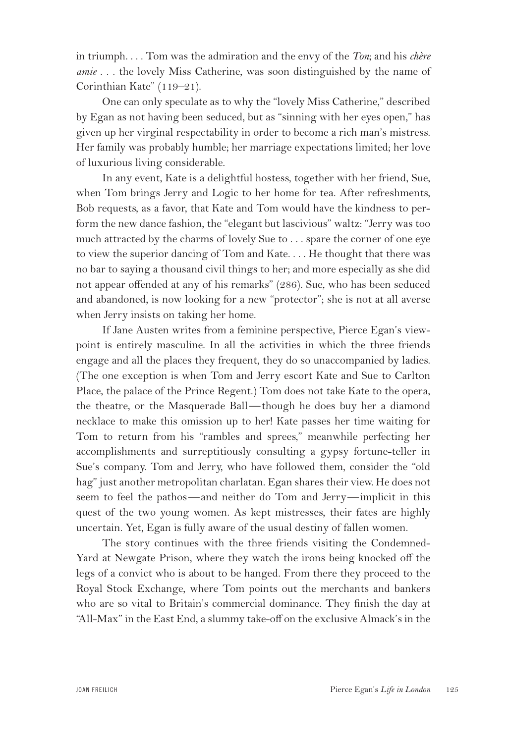in triumph. . . . Tom was the admiration and the envy of the *Ton*; and his *chère amie* . . . the lovely Miss Catherine, was soon distinguished by the name of Corinthian Kate" (119–21).

One can only speculate as to why the "lovely Miss Catherine," described by Egan as not having been seduced, but as "sinning with her eyes open," has given up her virginal respectability in order to become a rich man's mistress. Her family was probably humble; her marriage expectations limited; her love of luxurious living considerable.

In any event, Kate is a delightful hostess, together with her friend, Sue, when Tom brings Jerry and Logic to her home for tea. After refreshments, Bob requests, as a favor, that Kate and Tom would have the kindness to perform the new dance fashion, the "elegant but lascivious" waltz: "Jerry was too much attracted by the charms of lovely Sue to . . . spare the corner of one eye to view the superior dancing of Tom and Kate. . . . He thought that there was no bar to saying a thousand civil things to her; and more especially as she did not appear offended at any of his remarks" (286). Sue, who has been seduced and abandoned, is now looking for a new "protector"; she is not at all averse when Jerry insists on taking her home.

If Jane Austen writes from a feminine perspective, Pierce Egan's viewpoint is entirely masculine. In all the activities in which the three friends engage and all the places they frequent, they do so unaccompanied by ladies. (The one exception is when Tom and Jerry escort Kate and Sue to Carlton Place, the palace of the Prince Regent.) Tom does not take Kate to the opera, the theatre, or the Masquerade Ball—though he does buy her a diamond necklace to make this omission up to her! Kate passes her time waiting for Tom to return from his "rambles and sprees," meanwhile perfecting her accomplishments and surreptitiously consulting a gypsy fortune-teller in Sue's company. Tom and Jerry, who have followed them, consider the "old hag" just another metropolitan charlatan. Egan shares their view. He does not seem to feel the pathos—and neither do Tom and Jerry—implicit in this quest of the two young women. As kept mistresses, their fates are highly uncertain. Yet, Egan is fully aware of the usual destiny of fallen women.

The story continues with the three friends visiting the Condemned-Yard at Newgate Prison, where they watch the irons being knocked off the legs of a convict who is about to be hanged. From there they proceed to the Royal Stock Exchange, where Tom points out the merchants and bankers who are so vital to Britain's commercial dominance. They finish the day at "All-Max" in the East End, a slummy take-off on the exclusive Almack's in the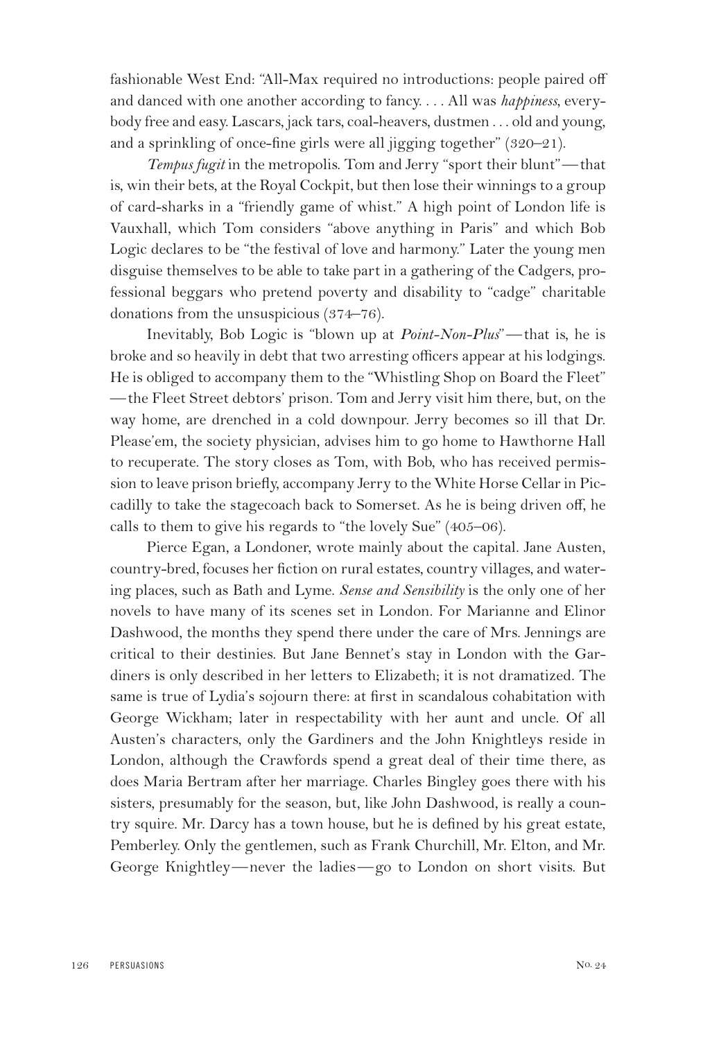fashionable West End: "All-Max required no introductions: people paired off and danced with one another according to fancy. . . . All was *happiness*, everybody free and easy. Lascars, jack tars, coal-heavers, dustmen . . . old and young, and a sprinkling of once-fine girls were all jigging together" (320–21).

*Tempus fugit* in the metropolis. Tom and Jerry "sport their blunt"—that is, win their bets, at the Royal Cockpit, but then lose their winnings to a group of card-sharks in a "friendly game of whist." A high point of London life is Vauxhall, which Tom considers "above anything in Paris" and which Bob Logic declares to be "the festival of love and harmony." Later the young men disguise themselves to be able to take part in a gathering of the Cadgers, professional beggars who pretend poverty and disability to "cadge" charitable donations from the unsuspicious (374–76).

Inevitably, Bob Logic is "blown up at *Point-Non-Plus*"—that is, he is broke and so heavily in debt that two arresting officers appear at his lodgings. He is obliged to accompany them to the "Whistling Shop on Board the Fleet"—the Fleet Street debtors' prison. Tom and Jerry visit him there, but, on the way home, are drenched in a cold downpour. Jerry becomes so ill that Dr. Please'em, the society physician, advises him to go home to Hawthorne Hall to recuperate. The story closes as Tom, with Bob, who has received permission to leave prison briefly, accompany Jerry to the White Horse Cellar in Piccadilly to take the stagecoach back to Somerset. As he is being driven off, he calls to them to give his regards to "the lovely Sue" (405–06).

Pierce Egan, a Londoner, wrote mainly about the capital. Jane Austen, country-bred, focuses her fiction on rural estates, country villages, and watering places, such as Bath and Lyme. *Sense and Sensibility* is the only one of her novels to have many of its scenes set in London. For Marianne and Elinor Dashwood, the months they spend there under the care of Mrs. Jennings are critical to their destinies. But Jane Bennet's stay in London with the Gardiners is only described in her letters to Elizabeth; it is not dramatized. The same is true of Lydia's sojourn there: at first in scandalous cohabitation with George Wickham; later in respectability with her aunt and uncle. Of all Austen's characters, only the Gardiners and the John Knightleys reside in London, although the Crawfords spend a great deal of their time there, as does Maria Bertram after her marriage. Charles Bingley goes there with his sisters, presumably for the season, but, like John Dashwood, is really a country squire. Mr. Darcy has a town house, but he is defined by his great estate, Pemberley. Only the gentlemen, such as Frank Churchill, Mr. Elton, and Mr. George Knightley—never the ladies—go to London on short visits. But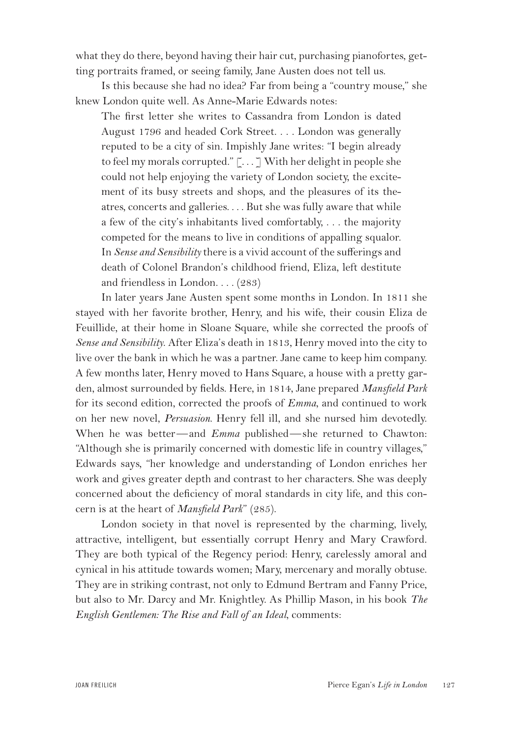what they do there, beyond having their hair cut, purchasing pianofortes, getting portraits framed, or seeing family, Jane Austen does not tell us.

Is this because she had no idea? Far from being a "country mouse," she knew London quite well. As Anne-Marie Edwards notes:

> The first letter she writes to Cassandra from London is dated August 1796 and headed Cork Street. . . . London was generally reputed to be a city of sin. Impishly Jane writes: "I begin already to feel my morals corrupted." [. . .] With her delight in people she could not help enjoying the variety of London society, the excitement of its busy streets and shops, and the pleasures of its theatres, concerts and galleries. . . . But she was fully aware that while a few of the city's inhabitants lived comfortably, . . . the majority competed for the means to live in conditions of appalling squalor. In *Sense and Sensibility* there is a vivid account of the sufferings and death of Colonel Brandon's childhood friend, Eliza, left destitute and friendless in London. . . . (283)

In later years Jane Austen spent some months in London. In 1811 she stayed with her favorite brother, Henry, and his wife, their cousin Eliza de Feuillide, at their home in Sloane Square, while she corrected the proofs of *Sense and Sensibility*. After Eliza's death in 1813, Henry moved into the city to live over the bank in which he was a partner. Jane came to keep him company. A few months later, Henry moved to Hans Square, a house with a pretty garden, almost surrounded by fields. Here, in 1814, Jane prepared *Mansfield Park* for its second edition, corrected the proofs of *Emma*, and continued to work on her new novel, *Persuasion*. Henry fell ill, and she nursed him devotedly. When he was better—and *Emma* published—she returned to Chawton: "Although she is primarily concerned with domestic life in country villages," Edwards says, "her knowledge and understanding of London enriches her work and gives greater depth and contrast to her characters. She was deeply concerned about the deficiency of moral standards in city life, and this concern is at the heart of *Mansfield Park*" (285).

London society in that novel is represented by the charming, lively, attractive, intelligent, but essentially corrupt Henry and Mary Crawford. They are both typical of the Regency period: Henry, carelessly amoral and cynical in his attitude towards women; Mary, mercenary and morally obtuse. They are in striking contrast, not only to Edmund Bertram and Fanny Price, but also to Mr. Darcy and Mr. Knightley. As Phillip Mason, in his book *The English Gentlemen: The Rise and Fall of an Ideal*, comments: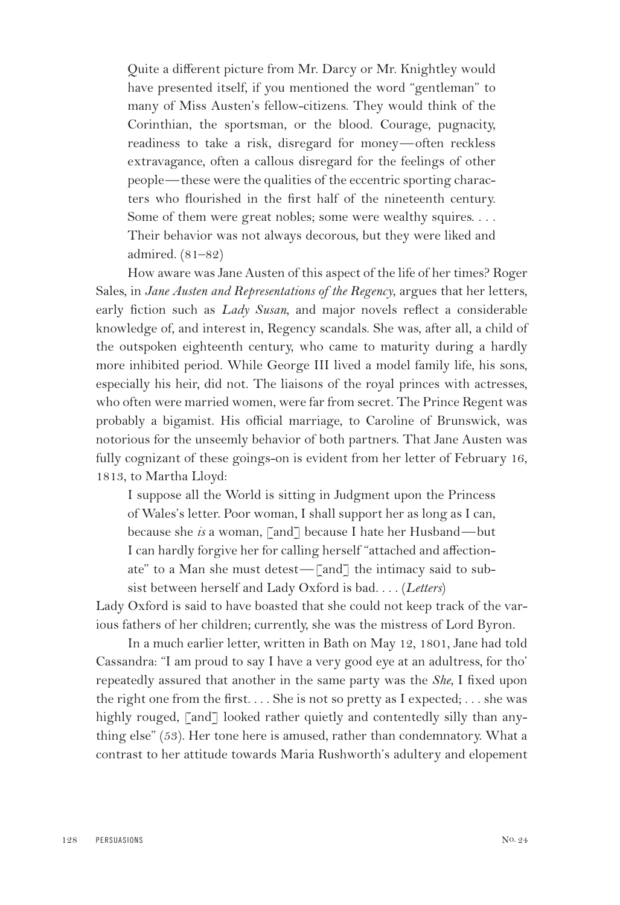> Quite a different picture from Mr. Darcy or Mr. Knightley would have presented itself, if you mentioned the word "gentleman" to many of Miss Austen's fellow-citizens. They would think of the Corinthian, the sportsman, or the blood. Courage, pugnacity, readiness to take a risk, disregard for money—often reckless extravagance, often a callous disregard for the feelings of other people—these were the qualities of the eccentric sporting characters who flourished in the first half of the nineteenth century. Some of them were great nobles; some were wealthy squires. . . . Their behavior was not always decorous, but they were liked and admired. (81–82)

How aware was Jane Austen of this aspect of the life of her times? Roger Sales, in *Jane Austen and Representations of the Regency*, argues that her letters, early fiction such as *Lady Susan*, and major novels reflect a considerable knowledge of, and interest in, Regency scandals. She was, after all, a child of the outspoken eighteenth century, who came to maturity during a hardly more inhibited period. While George III lived a model family life, his sons, especially his heir, did not. The liaisons of the royal princes with actresses, who often were married women, were far from secret. The Prince Regent was probably a bigamist. His official marriage, to Caroline of Brunswick, was notorious for the unseemly behavior of both partners. That Jane Austen was fully cognizant of these goings-on is evident from her letter of February 16, 1813, to Martha Lloyd:

> I suppose all the World is sitting in Judgment upon the Princess of Wales's letter. Poor woman, I shall support her as long as I can, because she *is* a woman, [and] because I hate her Husband—but I can hardly forgive her for calling herself "attached and affectionate" to a Man she must detest—[and] the intimacy said to subsist between herself and Lady Oxford is bad. . . . (*Letters*)

Lady Oxford is said to have boasted that she could not keep track of the various fathers of her children; currently, she was the mistress of Lord Byron.

In a much earlier letter, written in Bath on May 12, 1801, Jane had told Cassandra: "I am proud to say I have a very good eye at an adultress, for tho' repeatedly assured that another in the same party was the *She*, I fixed upon the right one from the first. . . . She is not so pretty as I expected; . . . she was highly rouged, [and] looked rather quietly and contentedly silly than anything else" (53). Her tone here is amused, rather than condemnatory. What a contrast to her attitude towards Maria Rushworth's adultery and elopement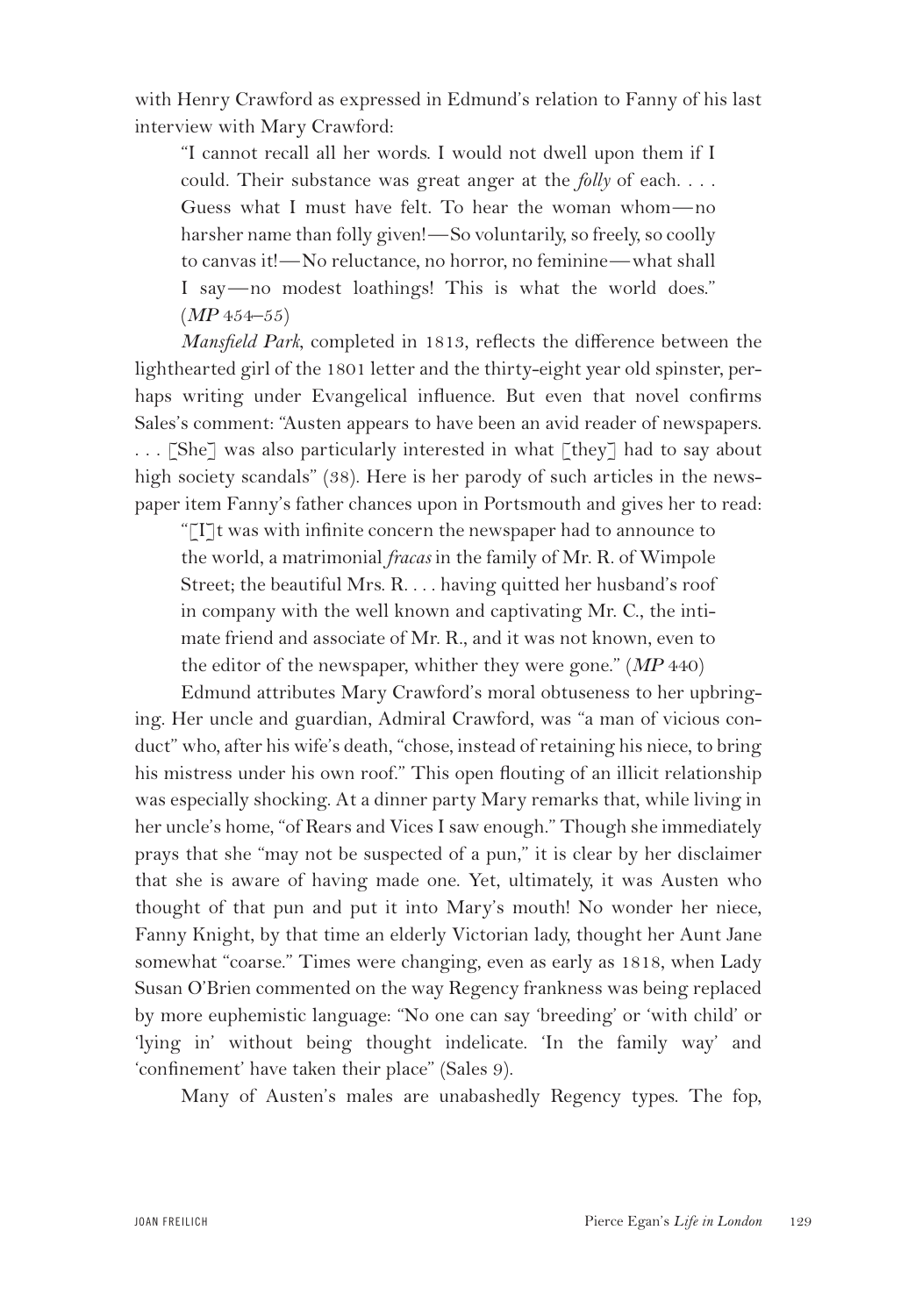with Henry Crawford as expressed in Edmund's relation to Fanny of his last interview with Mary Crawford:

> "I cannot recall all her words. I would not dwell upon them if I could. Their substance was great anger at the *folly* of each. . . . Guess what I must have felt. To hear the woman whom—no harsher name than folly given!—So voluntarily, so freely, so coolly to canvas it!—No reluctance, no horror, no feminine—what shall I say—no modest loathings! This is what the world does." (*MP* 454–55)

*Mansfield Park*, completed in 1813, reflects the difference between the lighthearted girl of the 1801 letter and the thirty-eight year old spinster, perhaps writing under Evangelical influence. But even that novel confirms Sales's comment: "Austen appears to have been an avid reader of newspapers. . . . [She] was also particularly interested in what [they] had to say about high society scandals" (38). Here is her parody of such articles in the newspaper item Fanny's father chances upon in Portsmouth and gives her to read:

> "[I]t was with infinite concern the newspaper had to announce to the world, a matrimonial *fracas* in the family of Mr. R. of Wimpole Street; the beautiful Mrs. R. . . . having quitted her husband's roof in company with the well known and captivating Mr. C., the intimate friend and associate of Mr. R., and it was not known, even to the editor of the newspaper, whither they were gone." (*MP* 440)

Edmund attributes Mary Crawford's moral obtuseness to her upbringing. Her uncle and guardian, Admiral Crawford, was "a man of vicious conduct" who, after his wife's death, "chose, instead of retaining his niece, to bring his mistress under his own roof." This open flouting of an illicit relationship was especially shocking. At a dinner party Mary remarks that, while living in her uncle's home, "of Rears and Vices I saw enough." Though she immediately prays that she "may not be suspected of a pun," it is clear by her disclaimer that she is aware of having made one. Yet, ultimately, it was Austen who thought of that pun and put it into Mary's mouth! No wonder her niece, Fanny Knight, by that time an elderly Victorian lady, thought her Aunt Jane somewhat "coarse." Times were changing, even as early as 1818, when Lady Susan O'Brien commented on the way Regency frankness was being replaced by more euphemistic language: "No one can say 'breeding' or 'with child' or 'lying in' without being thought indelicate. 'In the family way' and 'confinement' have taken their place" (Sales 9).

Many of Austen's males are unabashedly Regency types. The fop,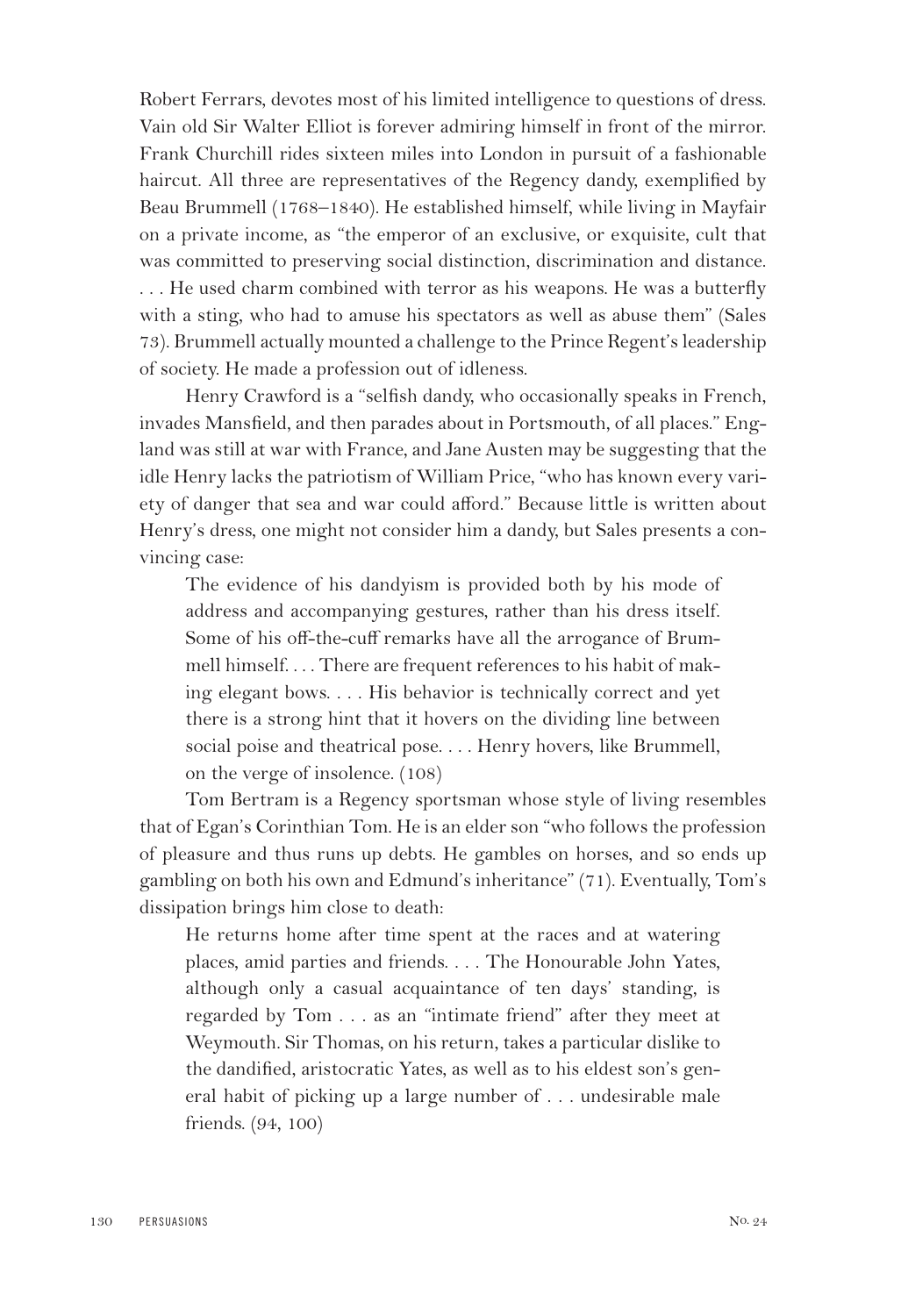Robert Ferrars, devotes most of his limited intelligence to questions of dress. Vain old Sir Walter Elliot is forever admiring himself in front of the mirror. Frank Churchill rides sixteen miles into London in pursuit of a fashionable haircut. All three are representatives of the Regency dandy, exemplified by Beau Brummell (1768–1840). He established himself, while living in Mayfair on a private income, as "the emperor of an exclusive, or exquisite, cult that was committed to preserving social distinction, discrimination and distance. . . . He used charm combined with terror as his weapons. He was a butterfly with a sting, who had to amuse his spectators as well as abuse them" (Sales 73). Brummell actually mounted a challenge to the Prince Regent's leadership of society. He made a profession out of idleness.

Henry Crawford is a "selfish dandy, who occasionally speaks in French, invades Mansfield, and then parades about in Portsmouth, of all places." England was still at war with France, and Jane Austen may be suggesting that the idle Henry lacks the patriotism of William Price, "who has known every variety of danger that sea and war could afford." Because little is written about Henry's dress, one might not consider him a dandy, but Sales presents a convincing case:

> The evidence of his dandyism is provided both by his mode of address and accompanying gestures, rather than his dress itself. Some of his off-the-cuff remarks have all the arrogance of Brummell himself. . . . There are frequent references to his habit of making elegant bows. . . . His behavior is technically correct and yet there is a strong hint that it hovers on the dividing line between social poise and theatrical pose. . . . Henry hovers, like Brummell, on the verge of insolence. (108)

Tom Bertram is a Regency sportsman whose style of living resembles that of Egan's Corinthian Tom. He is an elder son "who follows the profession of pleasure and thus runs up debts. He gambles on horses, and so ends up gambling on both his own and Edmund's inheritance" (71). Eventually, Tom's dissipation brings him close to death:

> He returns home after time spent at the races and at watering places, amid parties and friends. . . . The Honourable John Yates, although only a casual acquaintance of ten days' standing, is regarded by Tom . . . as an "intimate friend" after they meet at Weymouth. Sir Thomas, on his return, takes a particular dislike to the dandified, aristocratic Yates, as well as to his eldest son's general habit of picking up a large number of . . . undesirable male friends. (94, 100)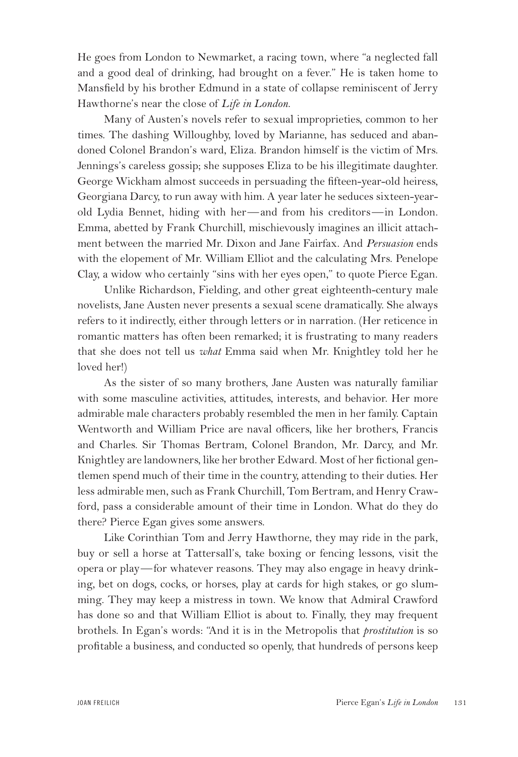He goes from London to Newmarket, a racing town, where "a neglected fall and a good deal of drinking, had brought on a fever." He is taken home to Mansfield by his brother Edmund in a state of collapse reminiscent of Jerry Hawthorne's near the close of *Life in London*.

Many of Austen's novels refer to sexual improprieties, common to her times. The dashing Willoughby, loved by Marianne, has seduced and abandoned Colonel Brandon's ward, Eliza. Brandon himself is the victim of Mrs. Jennings's careless gossip; she supposes Eliza to be his illegitimate daughter. George Wickham almost succeeds in persuading the fifteen-year-old heiress, Georgiana Darcy, to run away with him. A year later he seduces sixteen-year-old Lydia Bennet, hiding with her—and from his creditors—in London. Emma, abetted by Frank Churchill, mischievously imagines an illicit attachment between the married Mr. Dixon and Jane Fairfax. And *Persuasion* ends with the elopement of Mr. William Elliot and the calculating Mrs. Penelope Clay, a widow who certainly "sins with her eyes open," to quote Pierce Egan.

Unlike Richardson, Fielding, and other great eighteenth-century male novelists, Jane Austen never presents a sexual scene dramatically. She always refers to it indirectly, either through letters or in narration. (Her reticence in romantic matters has often been remarked; it is frustrating to many readers that she does not tell us *what* Emma said when Mr. Knightley told her he loved her!)

As the sister of so many brothers, Jane Austen was naturally familiar with some masculine activities, attitudes, interests, and behavior. Her more admirable male characters probably resembled the men in her family. Captain Wentworth and William Price are naval officers, like her brothers, Francis and Charles. Sir Thomas Bertram, Colonel Brandon, Mr. Darcy, and Mr. Knightley are landowners, like her brother Edward. Most of her fictional gentlemen spend much of their time in the country, attending to their duties. Her less admirable men, such as Frank Churchill, Tom Bertram, and Henry Crawford, pass a considerable amount of their time in London. What do they do there? Pierce Egan gives some answers.

Like Corinthian Tom and Jerry Hawthorne, they may ride in the park, buy or sell a horse at Tattersall's, take boxing or fencing lessons, visit the opera or play—for whatever reasons. They may also engage in heavy drinking, bet on dogs, cocks, or horses, play at cards for high stakes, or go slumming. They may keep a mistress in town. We know that Admiral Crawford has done so and that William Elliot is about to. Finally, they may frequent brothels. In Egan's words: "And it is in the Metropolis that *prostitution* is so profitable a business, and conducted so openly, that hundreds of persons keep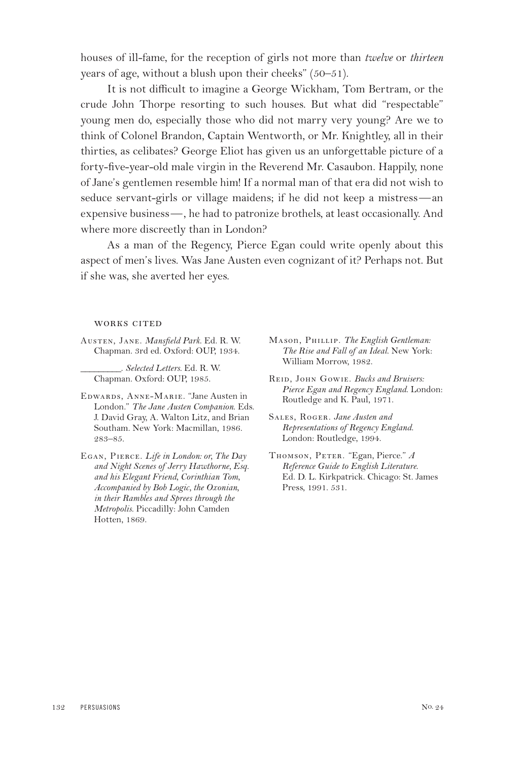houses of ill-fame, for the reception of girls not more than *twelve* or *thirteen* years of age, without a blush upon their cheeks" (50–51).

It is not difficult to imagine a George Wickham, Tom Bertram, or the crude John Thorpe resorting to such houses. But what did "respectable" young men do, especially those who did not marry very young? Are we to think of Colonel Brandon, Captain Wentworth, or Mr. Knightley, all in their thirties, as celibates? George Eliot has given us an unforgettable picture of a forty-five-year-old male virgin in the Reverend Mr. Casaubon. Happily, none of Jane's gentlemen resemble him! If a normal man of that era did not wish to seduce servant-girls or village maidens; if he did not keep a mistress—an expensive business—, he had to patronize brothels, at least occasionally. And where more discreetly than in London?

As a man of the Regency, Pierce Egan could write openly about this aspect of men's lives. Was Jane Austen even cognizant of it? Perhaps not. But if she was, she averted her eyes.

## WORKS CITED

Austen, Jane. *Mansfield Park*. Ed. R. W. Chapman. 3rd ed. Oxford: OUP, 1934.

________. *Selected Letters*. Ed. R. W. Chapman. Oxford: OUP, 1985.

Edwards, Anne-Marie. "Jane Austen in London." *The Jane Austen Companion*. Eds. J. David Gray, A. Walton Litz, and Brian Southam. New York: Macmillan, 1986. 283–85.

Egan, Pierce. *Life in London: or, The Day and Night Scenes of Jerry Hawthorne, Esq. and his Elegant Friend, Corinthian Tom, Accompanied by Bob Logic, the Oxonian, in their Rambles and Sprees through the Metropolis*. Piccadilly: John Camden Hotten, 1869.

Mason, Phillip. *The English Gentleman: The Rise and Fall of an Ideal*. New York: William Morrow, 1982.

Reid, John Gowie. *Bucks and Bruisers: Pierce Egan and Regency England*. London: Routledge and K. Paul, 1971.

Sales, Roger. *Jane Austen and Representations of Regency England*. London: Routledge, 1994.

Thomson, Peter. "Egan, Pierce." *A Reference Guide to English Literature*. Ed. D. L. Kirkpatrick. Chicago: St. James Press, 1991. 531.